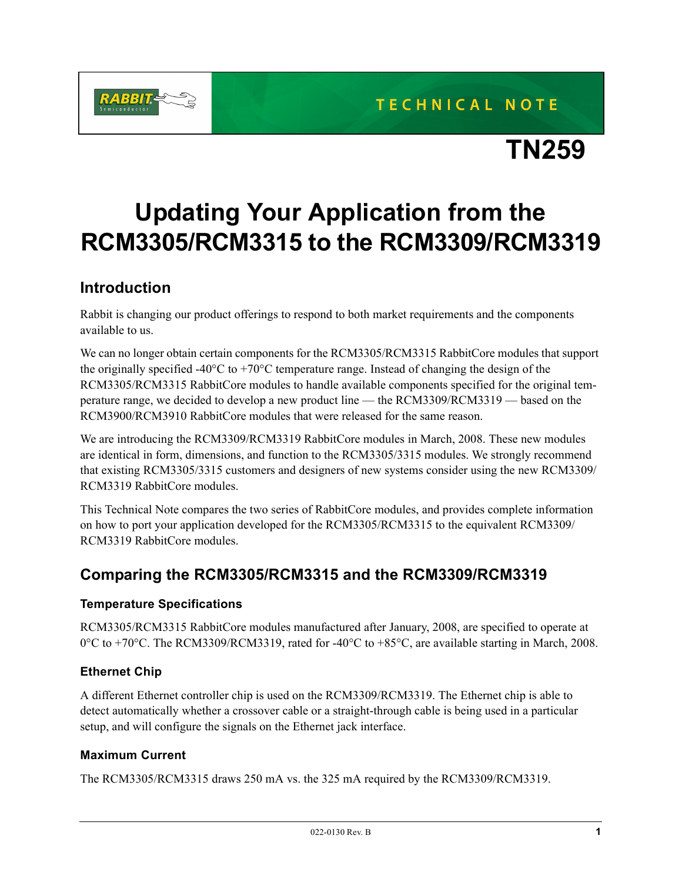TECHNICAL NOTE

# TN259

# Updating Your Application from the RCM3305/RCM3315 to the RCM3309/RCM3319

## Introduction

Rabbit is changing our product offerings to respond to both market requirements and the components available to us.

We can no longer obtain certain components for the RCM3305/RCM3315 RabbitCore modules that support the originally specified -40°C to +70°C temperature range. Instead of changing the design of the RCM3305/RCM3315 RabbitCore modules to handle available components specified for the original temperature range, we decided to develop a new product line — the RCM3309/RCM3319 — based on the RCM3900/RCM3910 RabbitCore modules that were released for the same reason.

We are introducing the RCM3309/RCM3319 RabbitCore modules in March, 2008. These new modules are identical in form, dimensions, and function to the RCM3305/3315 modules. We strongly recommend that existing RCM3305/3315 customers and designers of new systems consider using the new RCM3309/RCM3319 RabbitCore modules.

This Technical Note compares the two series of RabbitCore modules, and provides complete information on how to port your application developed for the RCM3305/RCM3315 to the equivalent RCM3309/RCM3319 RabbitCore modules.

## Comparing the RCM3305/RCM3315 and the RCM3309/RCM3319

### Temperature Specifications

RCM3305/RCM3315 RabbitCore modules manufactured after January, 2008, are specified to operate at 0°C to +70°C. The RCM3309/RCM3319, rated for -40°C to +85°C, are available starting in March, 2008.

### Ethernet Chip

A different Ethernet controller chip is used on the RCM3309/RCM3319. The Ethernet chip is able to detect automatically whether a crossover cable or a straight-through cable is being used in a particular setup, and will configure the signals on the Ethernet jack interface.

### Maximum Current

The RCM3305/RCM3315 draws 250 mA vs. the 325 mA required by the RCM3309/RCM3319.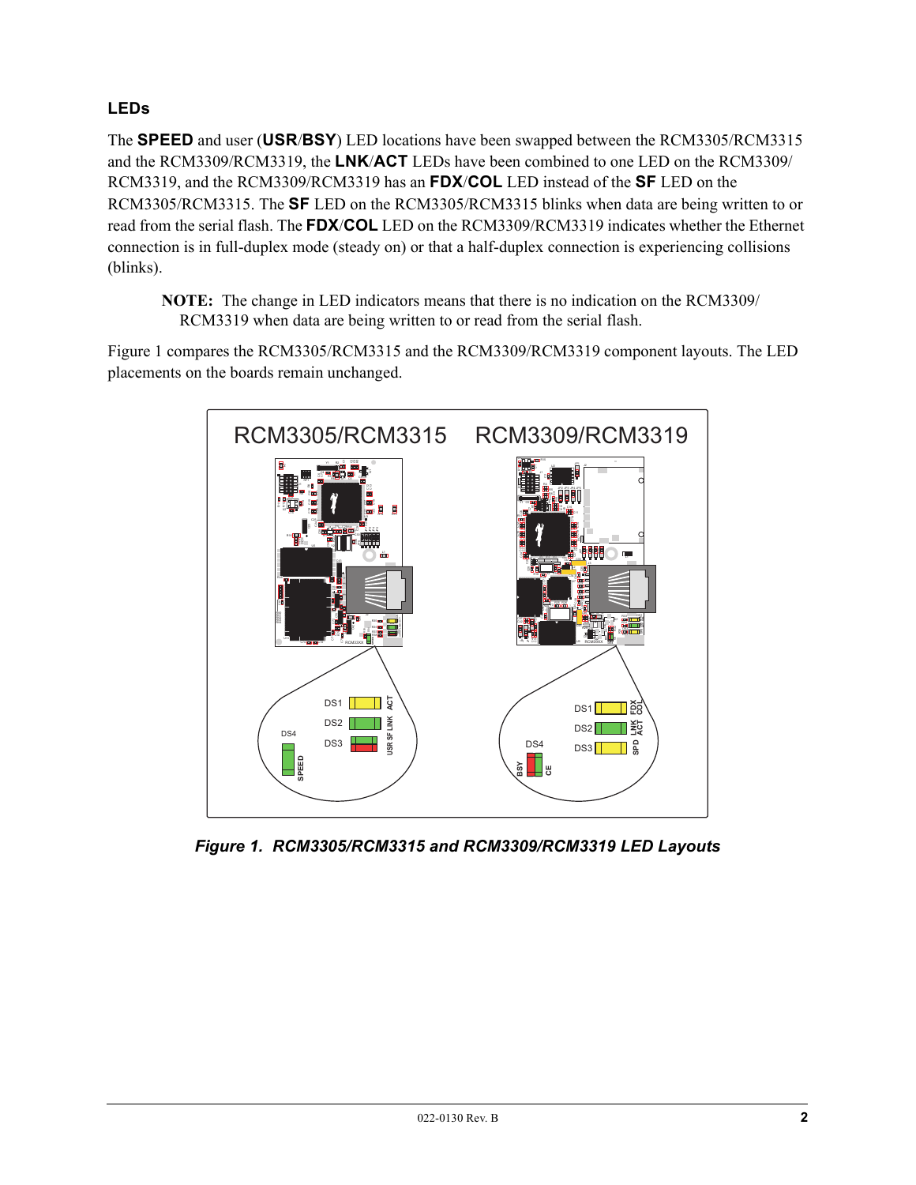### LEDs

The **SPEED** and user (**USR**/**BSY**) LED locations have been swapped between the RCM3305/RCM3315 and the RCM3309/RCM3319, the **LNK**/**ACT** LEDs have been combined to one LED on the RCM3309/RCM3319, and the RCM3309/RCM3319 has an **FDX**/**COL** LED instead of the **SF** LED on the RCM3305/RCM3315. The **SF** LED on the RCM3305/RCM3315 blinks when data are being written to or read from the serial flash. The **FDX**/**COL** LED on the RCM3309/RCM3319 indicates whether the Ethernet connection is in full-duplex mode (steady on) or that a half-duplex connection is experiencing collisions (blinks).

> **NOTE:** The change in LED indicators means that there is no indication on the RCM3309/RCM3319 when data are being written to or read from the serial flash.

Figure 1 compares the RCM3305/RCM3315 and the RCM3309/RCM3319 component layouts. The LED placements on the boards remain unchanged.

*Figure 1. RCM3305/RCM3315 and RCM3309/RCM3319 LED Layouts*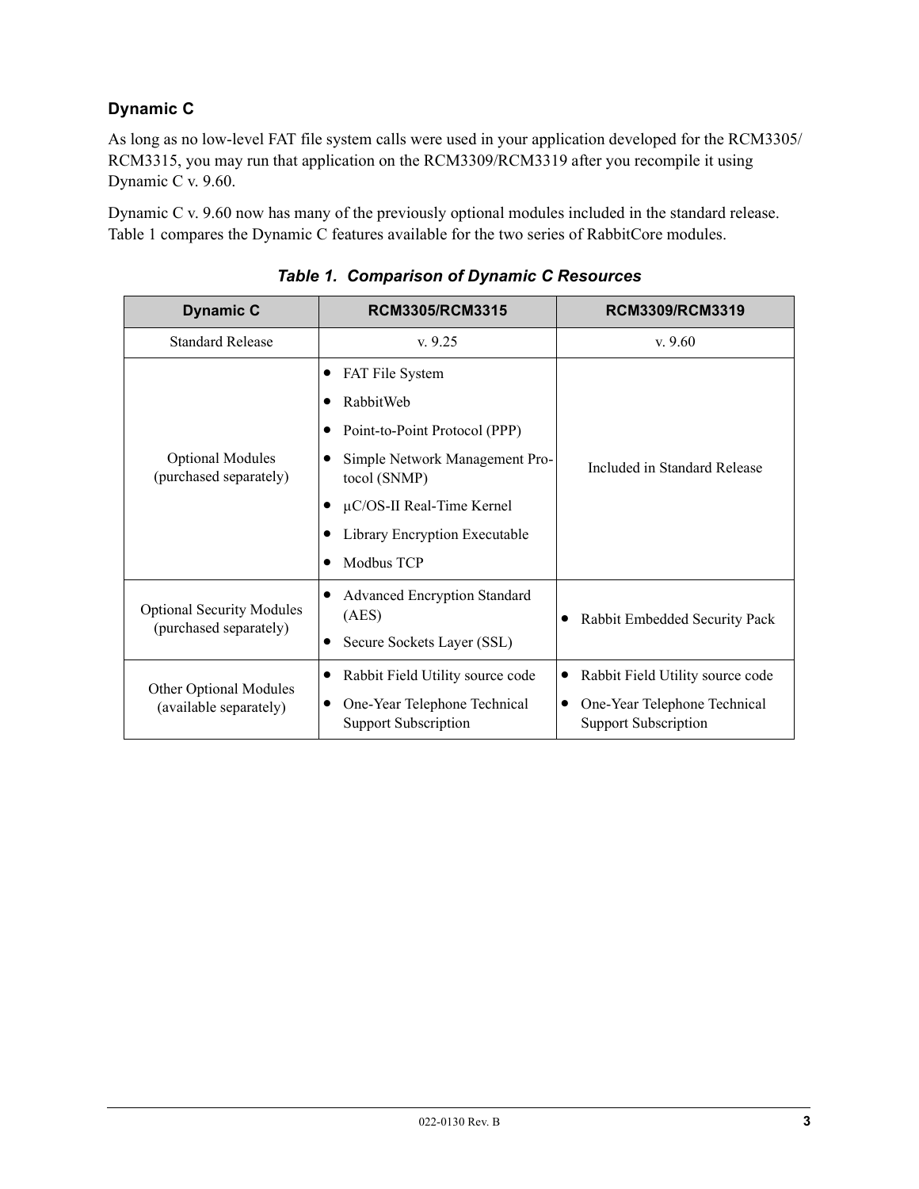### Dynamic C

As long as no low-level FAT file system calls were used in your application developed for the RCM3305/RCM3315, you may run that application on the RCM3309/RCM3319 after you recompile it using Dynamic C v. 9.60.

Dynamic C v. 9.60 now has many of the previously optional modules included in the standard release. Table 1 compares the Dynamic C features available for the two series of RabbitCore modules.

***Table 1. Comparison of Dynamic C Resources***

| Dynamic C | RCM3305/RCM3315 | RCM3309/RCM3319 |
|---|---|---|
| Standard Release | v. 9.25 | v. 9.60 |
| Optional Modules (purchased separately) | • FAT File System<br>• RabbitWeb<br>• Point-to-Point Protocol (PPP)<br>• Simple Network Management Protocol (SNMP)<br>• µC/OS-II Real-Time Kernel<br>• Library Encryption Executable<br>• Modbus TCP | Included in Standard Release |
| Optional Security Modules (purchased separately) | • Advanced Encryption Standard (AES)<br>• Secure Sockets Layer (SSL) | • Rabbit Embedded Security Pack |
| Other Optional Modules (available separately) | • Rabbit Field Utility source code<br>• One-Year Telephone Technical Support Subscription | • Rabbit Field Utility source code<br>• One-Year Telephone Technical Support Subscription |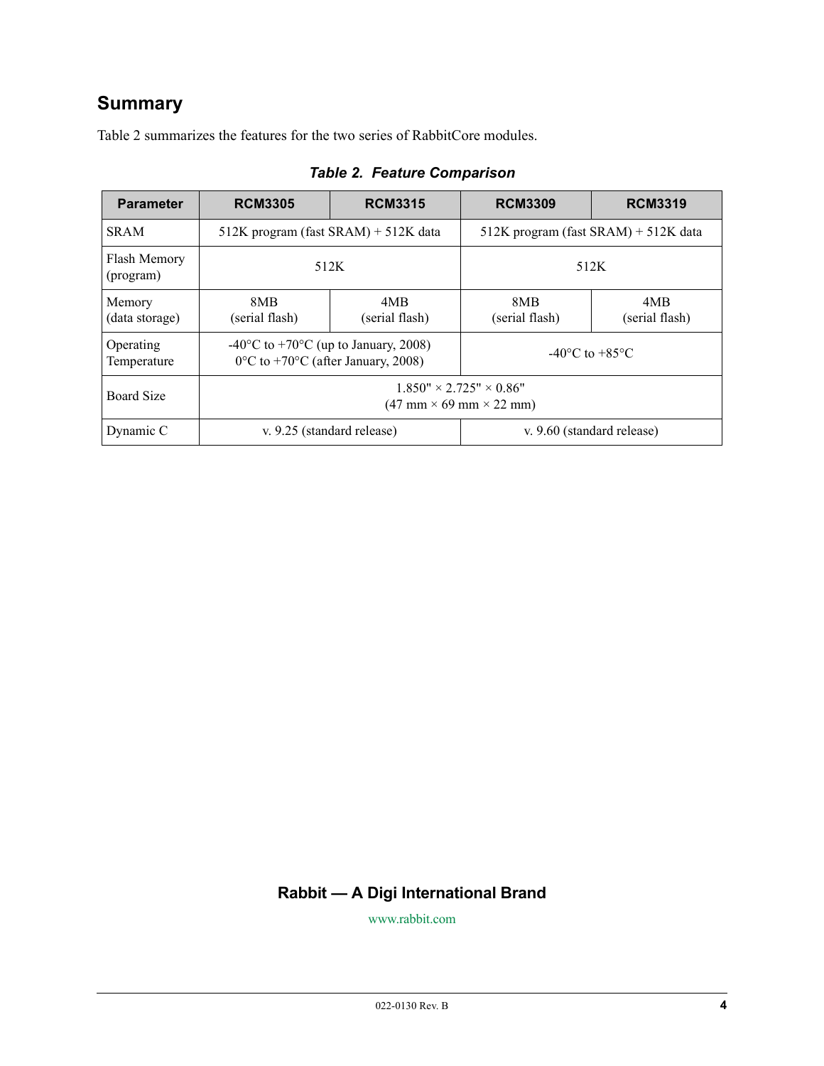## Summary

Table 2 summarizes the features for the two series of RabbitCore modules.

***Table 2. Feature Comparison***

| Parameter | RCM3305 | RCM3315 | RCM3309 | RCM3319 |
|---|---|---|---|---|
| SRAM | 512K program (fast SRAM) + 512K data | | 512K program (fast SRAM) + 512K data | |
| Flash Memory (program) | 512K | | 512K | |
| Memory (data storage) | 8MB (serial flash) | 4MB (serial flash) | 8MB (serial flash) | 4MB (serial flash) |
| Operating Temperature | -40°C to +70°C (up to January, 2008) 0°C to +70°C (after January, 2008) | | -40°C to +85°C | |
| Board Size | 1.850" × 2.725" × 0.86" (47 mm × 69 mm × 22 mm) | | | |
| Dynamic C | v. 9.25 (standard release) | | v. 9.60 (standard release) | |

**Rabbit — A Digi International Brand**

www.rabbit.com

022-0130 Rev. B